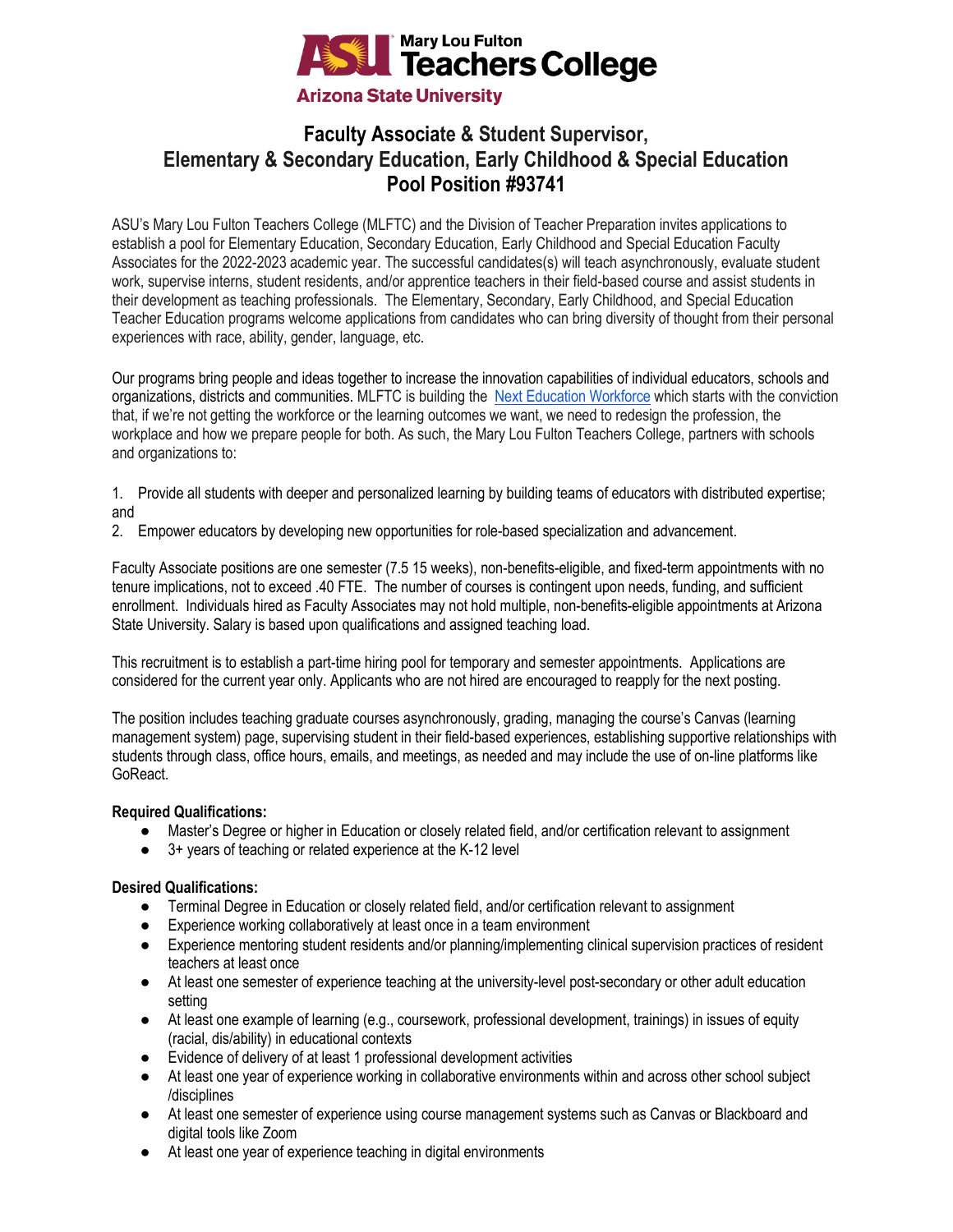ASU Mary Lou Fulton Teachers College
Arizona State University

# Faculty Associate & Student Supervisor, Elementary & Secondary Education, Early Childhood & Special Education
# Pool Position #93741

ASU's Mary Lou Fulton Teachers College (MLFTC) and the Division of Teacher Preparation invites applications to establish a pool for Elementary Education, Secondary Education, Early Childhood and Special Education Faculty Associates for the 2022-2023 academic year. The successful candidates(s) will teach asynchronously, evaluate student work, supervise interns, student residents, and/or apprentice teachers in their field-based course and assist students in their development as teaching professionals. The Elementary, Secondary, Early Childhood, and Special Education Teacher Education programs welcome applications from candidates who can bring diversity of thought from their personal experiences with race, ability, gender, language, etc.

Our programs bring people and ideas together to increase the innovation capabilities of individual educators, schools and organizations, districts and communities. MLFTC is building the Next Education Workforce which starts with the conviction that, if we're not getting the workforce or the learning outcomes we want, we need to redesign the profession, the workplace and how we prepare people for both. As such, the Mary Lou Fulton Teachers College, partners with schools and organizations to:

1. Provide all students with deeper and personalized learning by building teams of educators with distributed expertise; and
2. Empower educators by developing new opportunities for role-based specialization and advancement.

Faculty Associate positions are one semester (7.5 15 weeks), non-benefits-eligible, and fixed-term appointments with no tenure implications, not to exceed .40 FTE. The number of courses is contingent upon needs, funding, and sufficient enrollment. Individuals hired as Faculty Associates may not hold multiple, non-benefits-eligible appointments at Arizona State University. Salary is based upon qualifications and assigned teaching load.

This recruitment is to establish a part-time hiring pool for temporary and semester appointments. Applications are considered for the current year only. Applicants who are not hired are encouraged to reapply for the next posting.

The position includes teaching graduate courses asynchronously, grading, managing the course's Canvas (learning management system) page, supervising student in their field-based experiences, establishing supportive relationships with students through class, office hours, emails, and meetings, as needed and may include the use of on-line platforms like GoReact.

**Required Qualifications:**

- Master's Degree or higher in Education or closely related field, and/or certification relevant to assignment
- 3+ years of teaching or related experience at the K-12 level

**Desired Qualifications:**

- Terminal Degree in Education or closely related field, and/or certification relevant to assignment
- Experience working collaboratively at least once in a team environment
- Experience mentoring student residents and/or planning/implementing clinical supervision practices of resident teachers at least once
- At least one semester of experience teaching at the university-level post-secondary or other adult education setting
- At least one example of learning (e.g., coursework, professional development, trainings) in issues of equity (racial, dis/ability) in educational contexts
- Evidence of delivery of at least 1 professional development activities
- At least one year of experience working in collaborative environments within and across other school subject /disciplines
- At least one semester of experience using course management systems such as Canvas or Blackboard and digital tools like Zoom
- At least one year of experience teaching in digital environments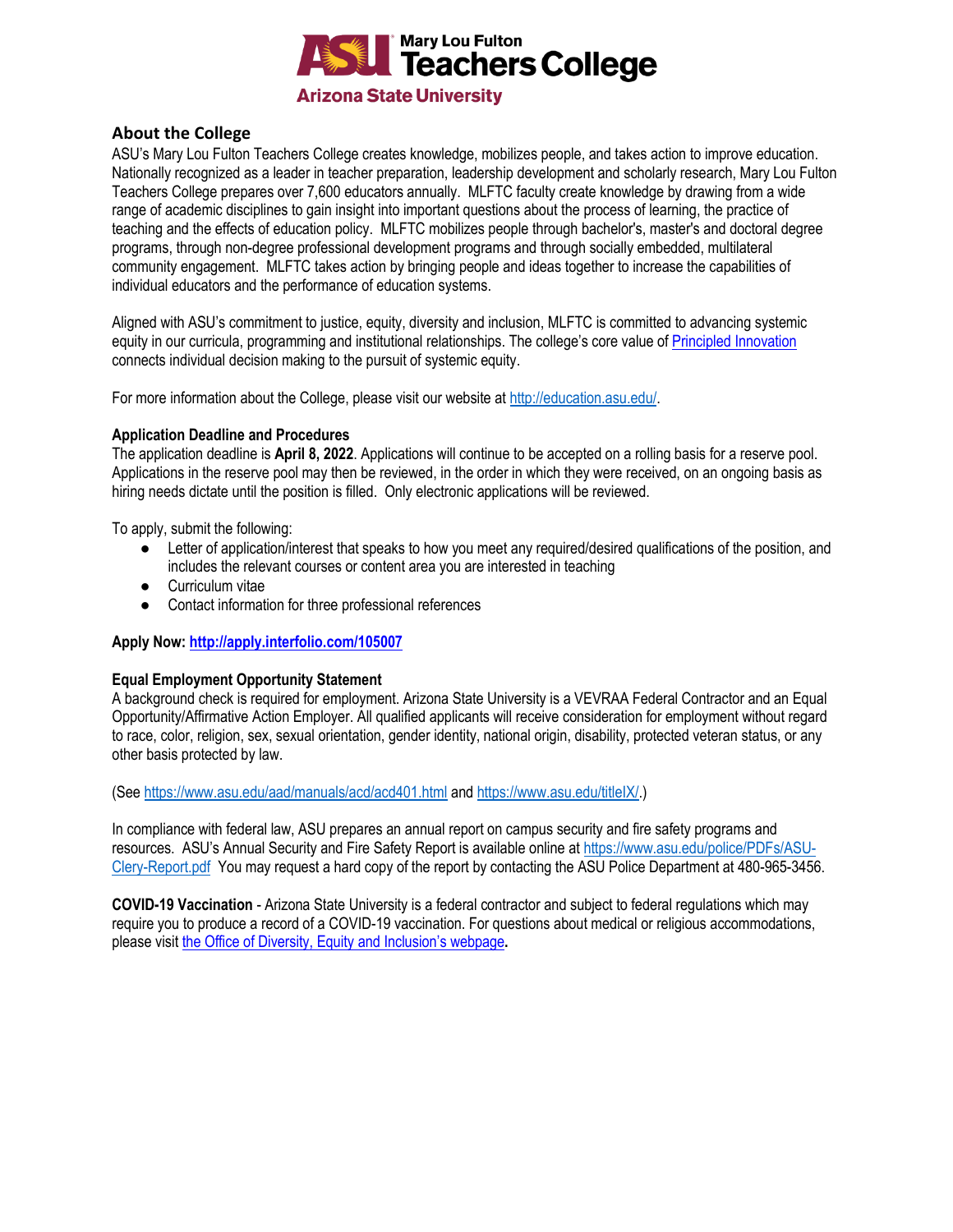## About the College

ASU's Mary Lou Fulton Teachers College creates knowledge, mobilizes people, and takes action to improve education. Nationally recognized as a leader in teacher preparation, leadership development and scholarly research, Mary Lou Fulton Teachers College prepares over 7,600 educators annually. MLFTC faculty create knowledge by drawing from a wide range of academic disciplines to gain insight into important questions about the process of learning, the practice of teaching and the effects of education policy. MLFTC mobilizes people through bachelor's, master's and doctoral degree programs, through non-degree professional development programs and through socially embedded, multilateral community engagement. MLFTC takes action by bringing people and ideas together to increase the capabilities of individual educators and the performance of education systems.

Aligned with ASU's commitment to justice, equity, diversity and inclusion, MLFTC is committed to advancing systemic equity in our curricula, programming and institutional relationships. The college's core value of [Principled Innovation](Principled Innovation) connects individual decision making to the pursuit of systemic equity.

For more information about the College, please visit our website at http://education.asu.edu/.

**Application Deadline and Procedures**

The application deadline is **April 8, 2022**. Applications will continue to be accepted on a rolling basis for a reserve pool. Applications in the reserve pool may then be reviewed, in the order in which they were received, on an ongoing basis as hiring needs dictate until the position is filled. Only electronic applications will be reviewed.

To apply, submit the following:

- Letter of application/interest that speaks to how you meet any required/desired qualifications of the position, and includes the relevant courses or content area you are interested in teaching
- Curriculum vitae
- Contact information for three professional references

**Apply Now: http://apply.interfolio.com/105007**

**Equal Employment Opportunity Statement**

A background check is required for employment. Arizona State University is a VEVRAA Federal Contractor and an Equal Opportunity/Affirmative Action Employer. All qualified applicants will receive consideration for employment without regard to race, color, religion, sex, sexual orientation, gender identity, national origin, disability, protected veteran status, or any other basis protected by law.

(See https://www.asu.edu/aad/manuals/acd/acd401.html and https://www.asu.edu/titleIX/.)

In compliance with federal law, ASU prepares an annual report on campus security and fire safety programs and resources. ASU's Annual Security and Fire Safety Report is available online at https://www.asu.edu/police/PDFs/ASU-Clery-Report.pdf You may request a hard copy of the report by contacting the ASU Police Department at 480-965-3456.

**COVID-19 Vaccination** - Arizona State University is a federal contractor and subject to federal regulations which may require you to produce a record of a COVID-19 vaccination. For questions about medical or religious accommodations, please visit the Office of Diversity, Equity and Inclusion's webpage**.**